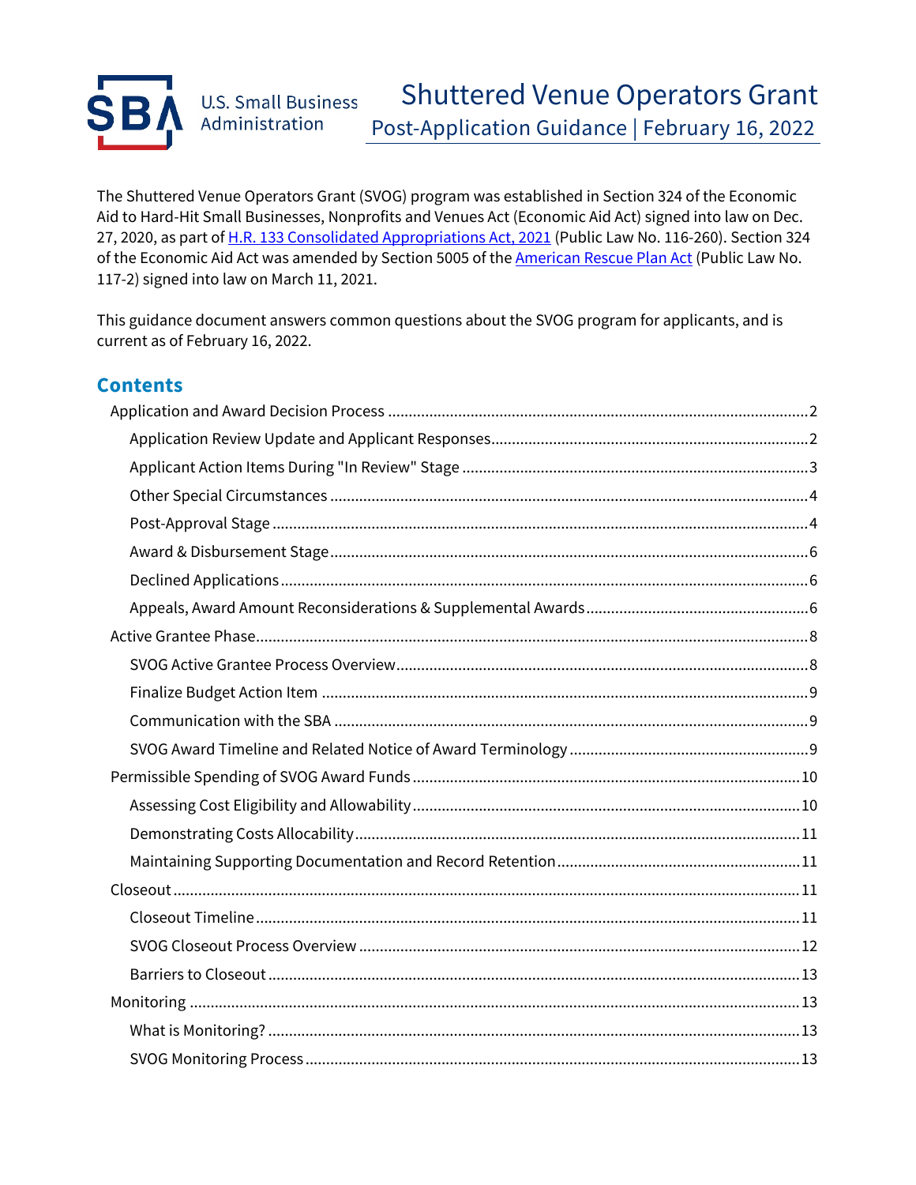U.S. Small Business Administration

# Shuttered Venue Operators Grant

## Post-Application Guidance | February 16, 2022

The Shuttered Venue Operators Grant (SVOG) program was established in Section 324 of the Economic Aid to Hard-Hit Small Businesses, Nonprofits and Venues Act (Economic Aid Act) signed into law on Dec. 27, 2020, as part of [H.R. 133 Consolidated Appropriations Act, 2021] (Public Law No. 116-260). Section 324 of the Economic Aid Act was amended by Section 5005 of the [American Rescue Plan Act] (Public Law No. 117-2) signed into law on March 11, 2021.

This guidance document answers common questions about the SVOG program for applicants, and is current as of February 16, 2022.

## Contents

- Application and Award Decision Process ..... 2
  - Application Review Update and Applicant Responses ..... 2
  - Applicant Action Items During "In Review" Stage ..... 3
  - Other Special Circumstances ..... 4
  - Post-Approval Stage ..... 4
  - Award & Disbursement Stage ..... 6
  - Declined Applications ..... 6
  - Appeals, Award Amount Reconsiderations & Supplemental Awards ..... 6
- Active Grantee Phase ..... 8
  - SVOG Active Grantee Process Overview ..... 8
  - Finalize Budget Action Item ..... 9
  - Communication with the SBA ..... 9
  - SVOG Award Timeline and Related Notice of Award Terminology ..... 9
- Permissible Spending of SVOG Award Funds ..... 10
  - Assessing Cost Eligibility and Allowability ..... 10
  - Demonstrating Costs Allocability ..... 11
  - Maintaining Supporting Documentation and Record Retention ..... 11
- Closeout ..... 11
  - Closeout Timeline ..... 11
  - SVOG Closeout Process Overview ..... 12
  - Barriers to Closeout ..... 13
- Monitoring ..... 13
  - What is Monitoring? ..... 13
  - SVOG Monitoring Process ..... 13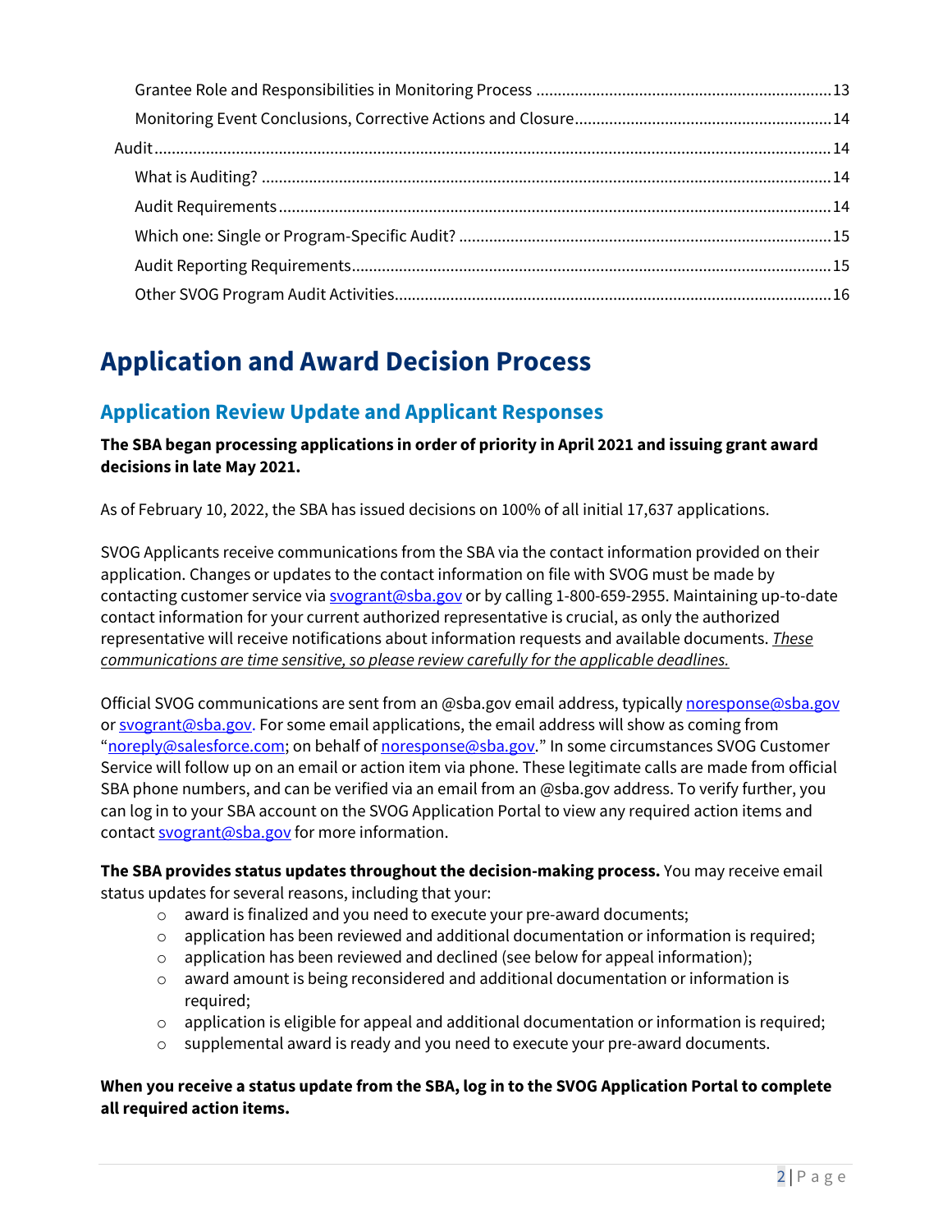Grantee Role and Responsibilities in Monitoring Process .......... 13
Monitoring Event Conclusions, Corrective Actions and Closure .......... 14
Audit .......... 14
What is Auditing? .......... 14
Audit Requirements .......... 14
Which one: Single or Program-Specific Audit? .......... 15
Audit Reporting Requirements .......... 15
Other SVOG Program Audit Activities .......... 16

# Application and Award Decision Process

## Application Review Update and Applicant Responses

**The SBA began processing applications in order of priority in April 2021 and issuing grant award decisions in late May 2021.**

As of February 10, 2022, the SBA has issued decisions on 100% of all initial 17,637 applications.

SVOG Applicants receive communications from the SBA via the contact information provided on their application. Changes or updates to the contact information on file with SVOG must be made by contacting customer service via svogrant@sba.gov or by calling 1-800-659-2955. Maintaining up-to-date contact information for your current authorized representative is crucial, as only the authorized representative will receive notifications about information requests and available documents. *These communications are time sensitive, so please review carefully for the applicable deadlines.*

Official SVOG communications are sent from an @sba.gov email address, typically noresponse@sba.gov or svogrant@sba.gov. For some email applications, the email address will show as coming from "noreply@salesforce.com; on behalf of noresponse@sba.gov." In some circumstances SVOG Customer Service will follow up on an email or action item via phone. These legitimate calls are made from official SBA phone numbers, and can be verified via an email from an @sba.gov address. To verify further, you can log in to your SBA account on the SVOG Application Portal to view any required action items and contact svogrant@sba.gov for more information.

**The SBA provides status updates throughout the decision-making process.** You may receive email status updates for several reasons, including that your:

- award is finalized and you need to execute your pre-award documents;
- application has been reviewed and additional documentation or information is required;
- application has been reviewed and declined (see below for appeal information);
- award amount is being reconsidered and additional documentation or information is required;
- application is eligible for appeal and additional documentation or information is required;
- supplemental award is ready and you need to execute your pre-award documents.

**When you receive a status update from the SBA, log in to the SVOG Application Portal to complete all required action items.**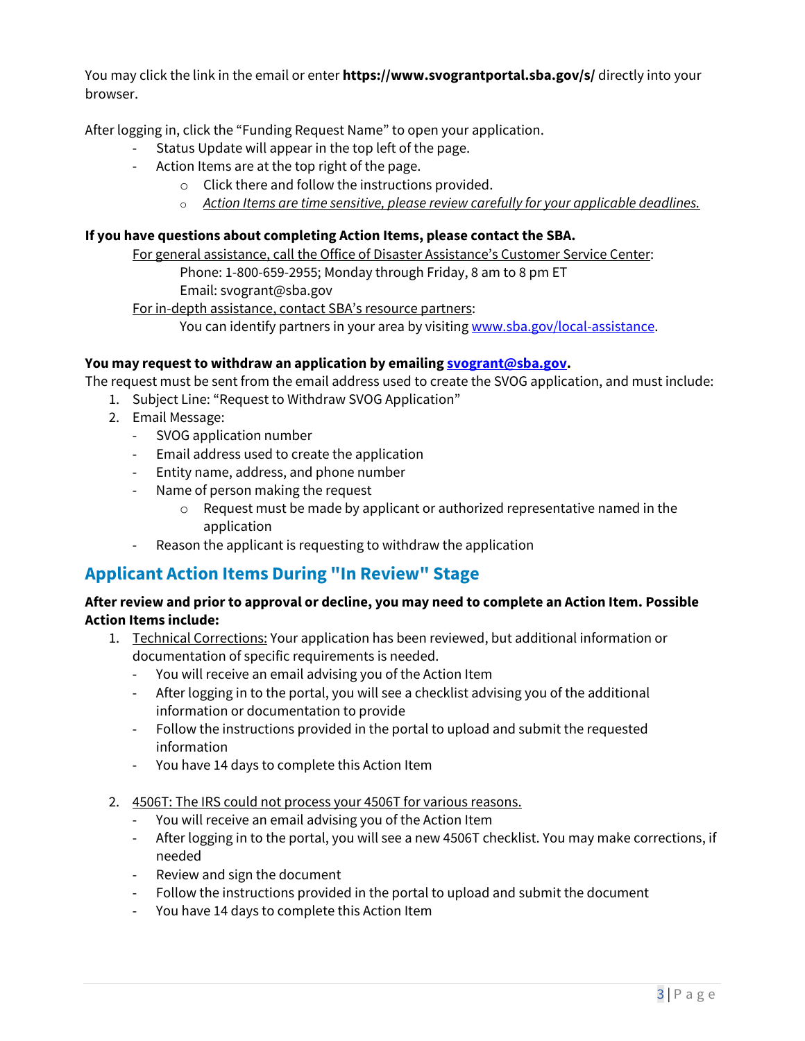You may click the link in the email or enter **https://www.svograntportal.sba.gov/s/** directly into your browser.

After logging in, click the "Funding Request Name" to open your application.

- Status Update will appear in the top left of the page.
- Action Items are at the top right of the page.
  - Click there and follow the instructions provided.
  - *Action Items are time sensitive, please review carefully for your applicable deadlines.*

**If you have questions about completing Action Items, please contact the SBA.**

For general assistance, call the Office of Disaster Assistance's Customer Service Center:

Phone: 1-800-659-2955; Monday through Friday, 8 am to 8 pm ET
Email: svogrant@sba.gov

For in-depth assistance, contact SBA's resource partners:

You can identify partners in your area by visiting [www.sba.gov/local-assistance](www.sba.gov/local-assistance).

**You may request to withdraw an application by emailing [svogrant@sba.gov](mailto:svogrant@sba.gov).**

The request must be sent from the email address used to create the SVOG application, and must include:

1. Subject Line: "Request to Withdraw SVOG Application"
2. Email Message:
   - SVOG application number
   - Email address used to create the application
   - Entity name, address, and phone number
   - Name of person making the request
     - Request must be made by applicant or authorized representative named in the application
   - Reason the applicant is requesting to withdraw the application

## Applicant Action Items During "In Review" Stage

**After review and prior to approval or decline, you may need to complete an Action Item. Possible Action Items include:**

1. Technical Corrections: Your application has been reviewed, but additional information or documentation of specific requirements is needed.
   - You will receive an email advising you of the Action Item
   - After logging in to the portal, you will see a checklist advising you of the additional information or documentation to provide
   - Follow the instructions provided in the portal to upload and submit the requested information
   - You have 14 days to complete this Action Item

2. 4506T: The IRS could not process your 4506T for various reasons.
   - You will receive an email advising you of the Action Item
   - After logging in to the portal, you will see a new 4506T checklist. You may make corrections, if needed
   - Review and sign the document
   - Follow the instructions provided in the portal to upload and submit the document
   - You have 14 days to complete this Action Item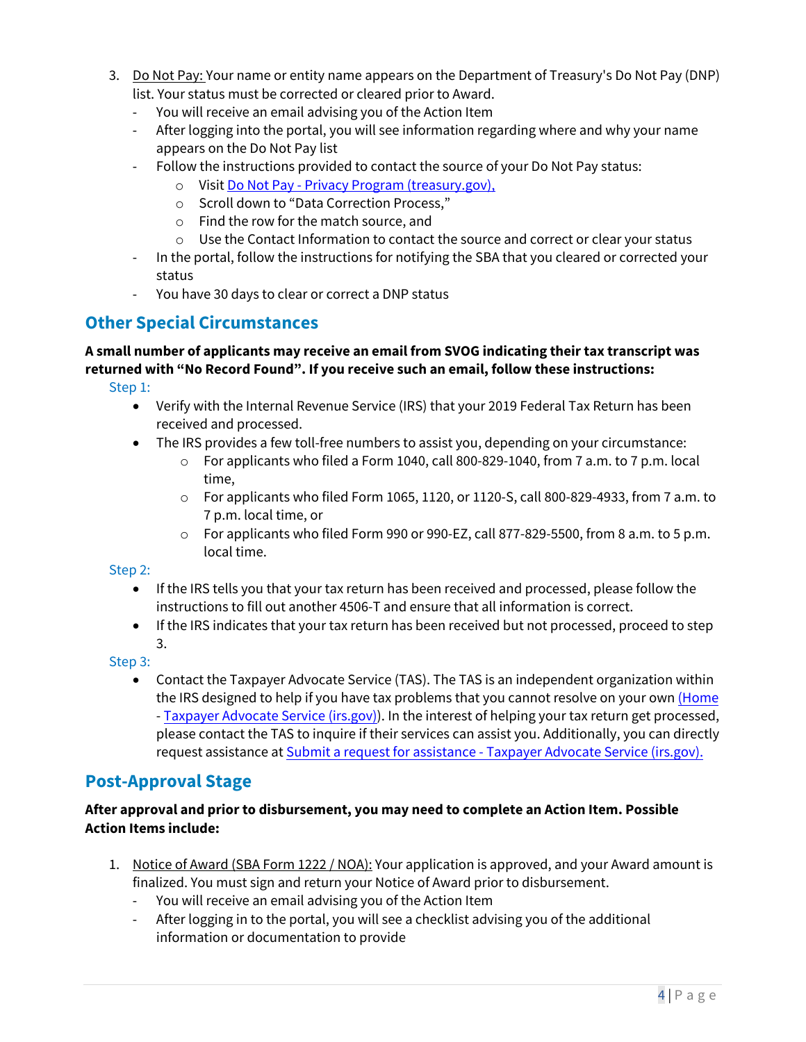3. Do Not Pay: Your name or entity name appears on the Department of Treasury's Do Not Pay (DNP) list. Your status must be corrected or cleared prior to Award.
   - You will receive an email advising you of the Action Item
   - After logging into the portal, you will see information regarding where and why your name appears on the Do Not Pay list
   - Follow the instructions provided to contact the source of your Do Not Pay status:
     - Visit [Do Not Pay - Privacy Program (treasury.gov),]()
     - Scroll down to "Data Correction Process,"
     - Find the row for the match source, and
     - Use the Contact Information to contact the source and correct or clear your status
   - In the portal, follow the instructions for notifying the SBA that you cleared or corrected your status
   - You have 30 days to clear or correct a DNP status

## Other Special Circumstances

**A small number of applicants may receive an email from SVOG indicating their tax transcript was returned with "No Record Found". If you receive such an email, follow these instructions:**

Step 1:

- Verify with the Internal Revenue Service (IRS) that your 2019 Federal Tax Return has been received and processed.
- The IRS provides a few toll-free numbers to assist you, depending on your circumstance:
  - For applicants who filed a Form 1040, call 800-829-1040, from 7 a.m. to 7 p.m. local time,
  - For applicants who filed Form 1065, 1120, or 1120-S, call 800-829-4933, from 7 a.m. to 7 p.m. local time, or
  - For applicants who filed Form 990 or 990-EZ, call 877-829-5500, from 8 a.m. to 5 p.m. local time.

Step 2:

- If the IRS tells you that your tax return has been received and processed, please follow the instructions to fill out another 4506-T and ensure that all information is correct.
- If the IRS indicates that your tax return has been received but not processed, proceed to step 3.

Step 3:

- Contact the Taxpayer Advocate Service (TAS). The TAS is an independent organization within the IRS designed to help if you have tax problems that you cannot resolve on your own (Home - Taxpayer Advocate Service (irs.gov)). In the interest of helping your tax return get processed, please contact the TAS to inquire if their services can assist you. Additionally, you can directly request assistance at Submit a request for assistance - Taxpayer Advocate Service (irs.gov).

## Post-Approval Stage

**After approval and prior to disbursement, you may need to complete an Action Item. Possible Action Items include:**

1. Notice of Award (SBA Form 1222 / NOA): Your application is approved, and your Award amount is finalized. You must sign and return your Notice of Award prior to disbursement.
   - You will receive an email advising you of the Action Item
   - After logging in to the portal, you will see a checklist advising you of the additional information or documentation to provide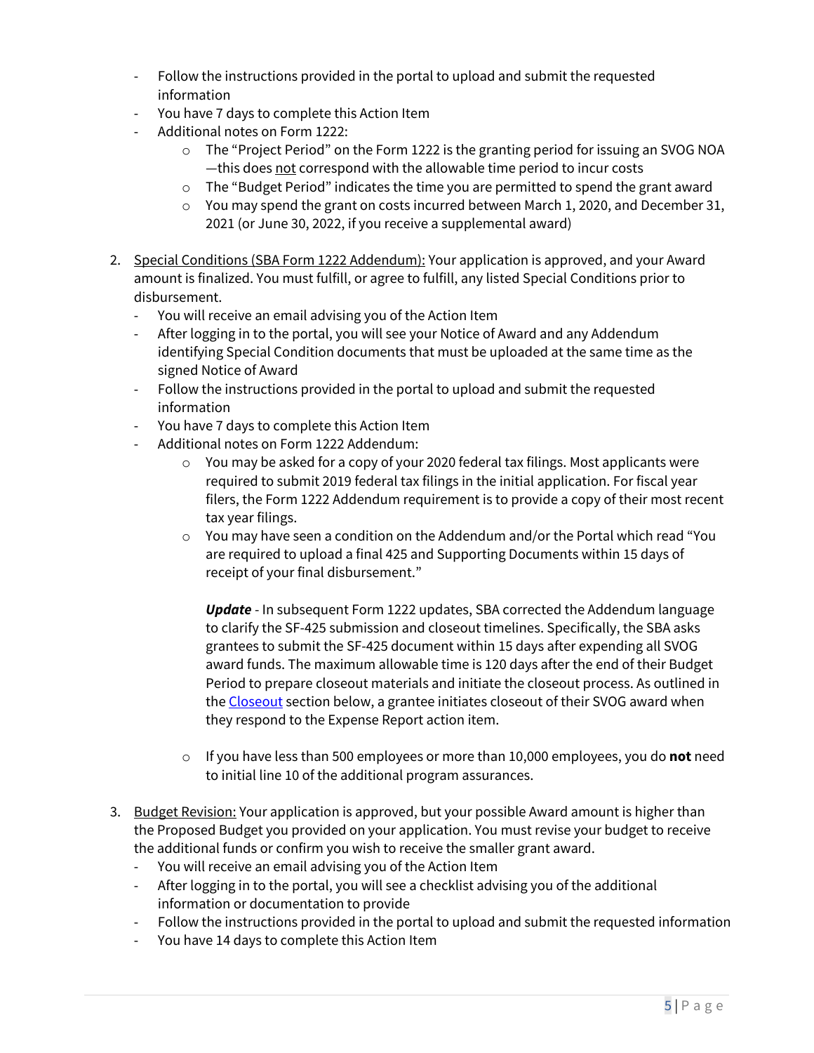- Follow the instructions provided in the portal to upload and submit the requested information
- You have 7 days to complete this Action Item
- Additional notes on Form 1222:
  - The "Project Period" on the Form 1222 is the granting period for issuing an SVOG NOA —this does not correspond with the allowable time period to incur costs
  - The "Budget Period" indicates the time you are permitted to spend the grant award
  - You may spend the grant on costs incurred between March 1, 2020, and December 31, 2021 (or June 30, 2022, if you receive a supplemental award)

2. Special Conditions (SBA Form 1222 Addendum): Your application is approved, and your Award amount is finalized. You must fulfill, or agree to fulfill, any listed Special Conditions prior to disbursement.
   - You will receive an email advising you of the Action Item
   - After logging in to the portal, you will see your Notice of Award and any Addendum identifying Special Condition documents that must be uploaded at the same time as the signed Notice of Award
   - Follow the instructions provided in the portal to upload and submit the requested information
   - You have 7 days to complete this Action Item
   - Additional notes on Form 1222 Addendum:
     - You may be asked for a copy of your 2020 federal tax filings. Most applicants were required to submit 2019 federal tax filings in the initial application. For fiscal year filers, the Form 1222 Addendum requirement is to provide a copy of their most recent tax year filings.
     - You may have seen a condition on the Addendum and/or the Portal which read "You are required to upload a final 425 and Supporting Documents within 15 days of receipt of your final disbursement."

       ***Update*** - In subsequent Form 1222 updates, SBA corrected the Addendum language to clarify the SF-425 submission and closeout timelines. Specifically, the SBA asks grantees to submit the SF-425 document within 15 days after expending all SVOG award funds. The maximum allowable time is 120 days after the end of their Budget Period to prepare closeout materials and initiate the closeout process. As outlined in the Closeout section below, a grantee initiates closeout of their SVOG award when they respond to the Expense Report action item.

     - If you have less than 500 employees or more than 10,000 employees, you do **not** need to initial line 10 of the additional program assurances.

3. Budget Revision: Your application is approved, but your possible Award amount is higher than the Proposed Budget you provided on your application. You must revise your budget to receive the additional funds or confirm you wish to receive the smaller grant award.
   - You will receive an email advising you of the Action Item
   - After logging in to the portal, you will see a checklist advising you of the additional information or documentation to provide
   - Follow the instructions provided in the portal to upload and submit the requested information
   - You have 14 days to complete this Action Item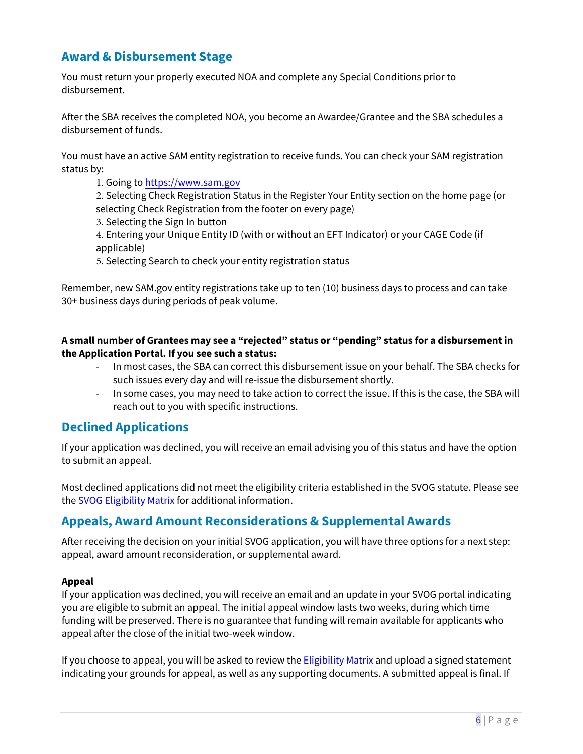## Award & Disbursement Stage

You must return your properly executed NOA and complete any Special Conditions prior to disbursement.

After the SBA receives the completed NOA, you become an Awardee/Grantee and the SBA schedules a disbursement of funds.

You must have an active SAM entity registration to receive funds. You can check your SAM registration status by:

1. Going to https://www.sam.gov
2. Selecting Check Registration Status in the Register Your Entity section on the home page (or selecting Check Registration from the footer on every page)
3. Selecting the Sign In button
4. Entering your Unique Entity ID (with or without an EFT Indicator) or your CAGE Code (if applicable)
5. Selecting Search to check your entity registration status

Remember, new SAM.gov entity registrations take up to ten (10) business days to process and can take 30+ business days during periods of peak volume.

**A small number of Grantees may see a "rejected" status or "pending" status for a disbursement in the Application Portal. If you see such a status:**

- In most cases, the SBA can correct this disbursement issue on your behalf. The SBA checks for such issues every day and will re-issue the disbursement shortly.
- In some cases, you may need to take action to correct the issue. If this is the case, the SBA will reach out to you with specific instructions.

## Declined Applications

If your application was declined, you will receive an email advising you of this status and have the option to submit an appeal.

Most declined applications did not meet the eligibility criteria established in the SVOG statute. Please see the SVOG Eligibility Matrix for additional information.

## Appeals, Award Amount Reconsiderations & Supplemental Awards

After receiving the decision on your initial SVOG application, you will have three options for a next step: appeal, award amount reconsideration, or supplemental award.

**Appeal**

If your application was declined, you will receive an email and an update in your SVOG portal indicating you are eligible to submit an appeal. The initial appeal window lasts two weeks, during which time funding will be preserved. There is no guarantee that funding will remain available for applicants who appeal after the close of the initial two-week window.

If you choose to appeal, you will be asked to review the Eligibility Matrix and upload a signed statement indicating your grounds for appeal, as well as any supporting documents. A submitted appeal is final. If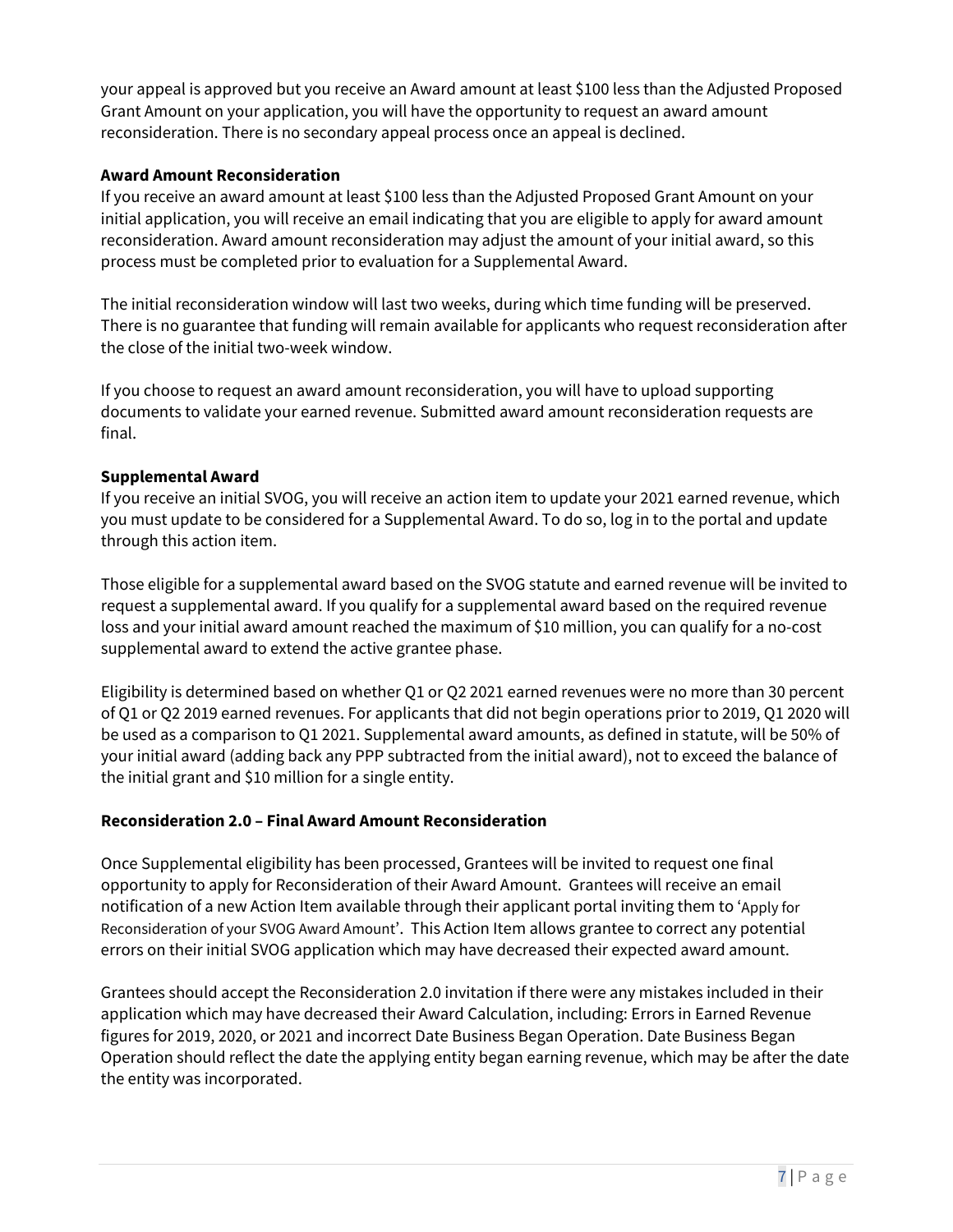your appeal is approved but you receive an Award amount at least $100 less than the Adjusted Proposed Grant Amount on your application, you will have the opportunity to request an award amount reconsideration. There is no secondary appeal process once an appeal is declined.

**Award Amount Reconsideration**

If you receive an award amount at least $100 less than the Adjusted Proposed Grant Amount on your initial application, you will receive an email indicating that you are eligible to apply for award amount reconsideration. Award amount reconsideration may adjust the amount of your initial award, so this process must be completed prior to evaluation for a Supplemental Award.

The initial reconsideration window will last two weeks, during which time funding will be preserved. There is no guarantee that funding will remain available for applicants who request reconsideration after the close of the initial two-week window.

If you choose to request an award amount reconsideration, you will have to upload supporting documents to validate your earned revenue. Submitted award amount reconsideration requests are final.

**Supplemental Award**

If you receive an initial SVOG, you will receive an action item to update your 2021 earned revenue, which you must update to be considered for a Supplemental Award. To do so, log in to the portal and update through this action item.

Those eligible for a supplemental award based on the SVOG statute and earned revenue will be invited to request a supplemental award. If you qualify for a supplemental award based on the required revenue loss and your initial award amount reached the maximum of $10 million, you can qualify for a no-cost supplemental award to extend the active grantee phase.

Eligibility is determined based on whether Q1 or Q2 2021 earned revenues were no more than 30 percent of Q1 or Q2 2019 earned revenues. For applicants that did not begin operations prior to 2019, Q1 2020 will be used as a comparison to Q1 2021. Supplemental award amounts, as defined in statute, will be 50% of your initial award (adding back any PPP subtracted from the initial award), not to exceed the balance of the initial grant and $10 million for a single entity.

**Reconsideration 2.0 – Final Award Amount Reconsideration**

Once Supplemental eligibility has been processed, Grantees will be invited to request one final opportunity to apply for Reconsideration of their Award Amount. Grantees will receive an email notification of a new Action Item available through their applicant portal inviting them to 'Apply for Reconsideration of your SVOG Award Amount'. This Action Item allows grantee to correct any potential errors on their initial SVOG application which may have decreased their expected award amount.

Grantees should accept the Reconsideration 2.0 invitation if there were any mistakes included in their application which may have decreased their Award Calculation, including: Errors in Earned Revenue figures for 2019, 2020, or 2021 and incorrect Date Business Began Operation. Date Business Began Operation should reflect the date the applying entity began earning revenue, which may be after the date the entity was incorporated.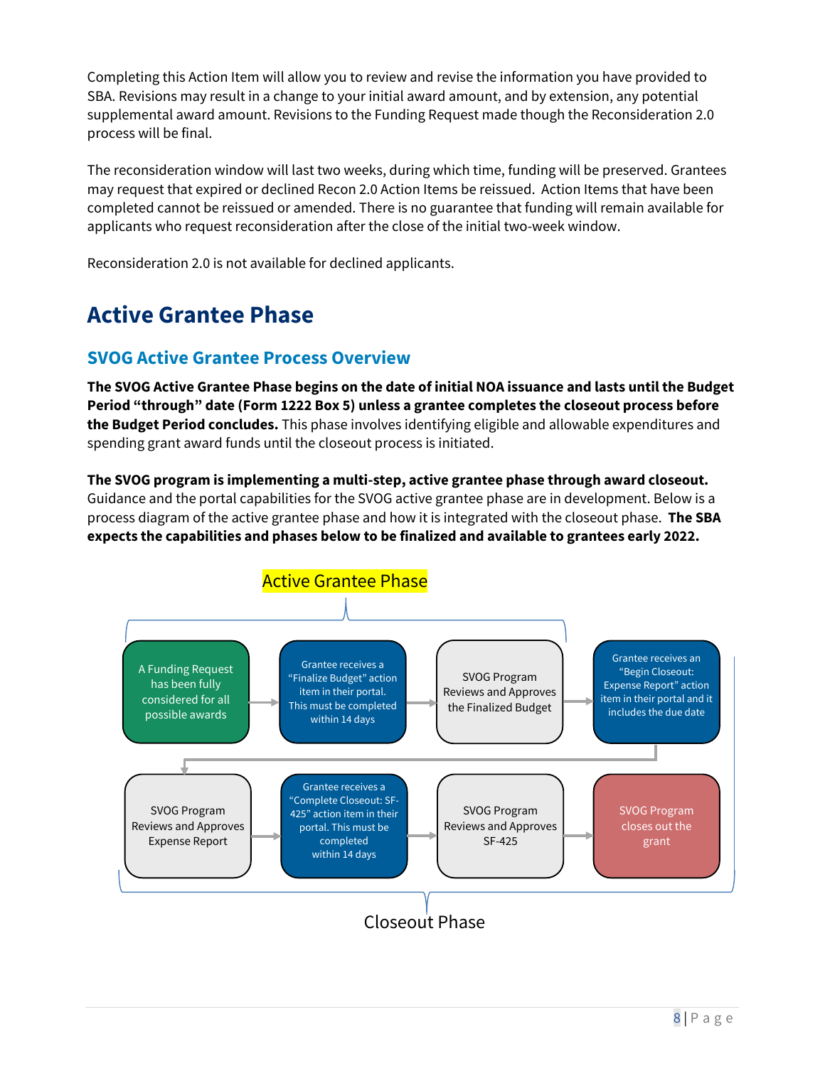Completing this Action Item will allow you to review and revise the information you have provided to SBA. Revisions may result in a change to your initial award amount, and by extension, any potential supplemental award amount. Revisions to the Funding Request made though the Reconsideration 2.0 process will be final.

The reconsideration window will last two weeks, during which time, funding will be preserved. Grantees may request that expired or declined Recon 2.0 Action Items be reissued. Action Items that have been completed cannot be reissued or amended. There is no guarantee that funding will remain available for applicants who request reconsideration after the close of the initial two-week window.

Reconsideration 2.0 is not available for declined applicants.

# Active Grantee Phase

## SVOG Active Grantee Process Overview

**The SVOG Active Grantee Phase begins on the date of initial NOA issuance and lasts until the Budget Period "through" date (Form 1222 Box 5) unless a grantee completes the closeout process before the Budget Period concludes.** This phase involves identifying eligible and allowable expenditures and spending grant award funds until the closeout process is initiated.

**The SVOG program is implementing a multi-step, active grantee phase through award closeout.** Guidance and the portal capabilities for the SVOG active grantee phase are in development. Below is a process diagram of the active grantee phase and how it is integrated with the closeout phase. **The SBA expects the capabilities and phases below to be finalized and available to grantees early 2022.**

Active Grantee Phase

A Funding Request has been fully considered for all possible awards → Grantee receives a "Finalize Budget" action item in their portal. This must be completed within 14 days → SVOG Program Reviews and Approves the Finalized Budget → Grantee receives an "Begin Closeout: Expense Report" action item in their portal and it includes the due date

→ SVOG Program Reviews and Approves Expense Report → Grantee receives a "Complete Closeout: SF-425" action item in their portal. This must be completed within 14 days → SVOG Program Reviews and Approves SF-425 → SVOG Program closes out the grant

Closeout Phase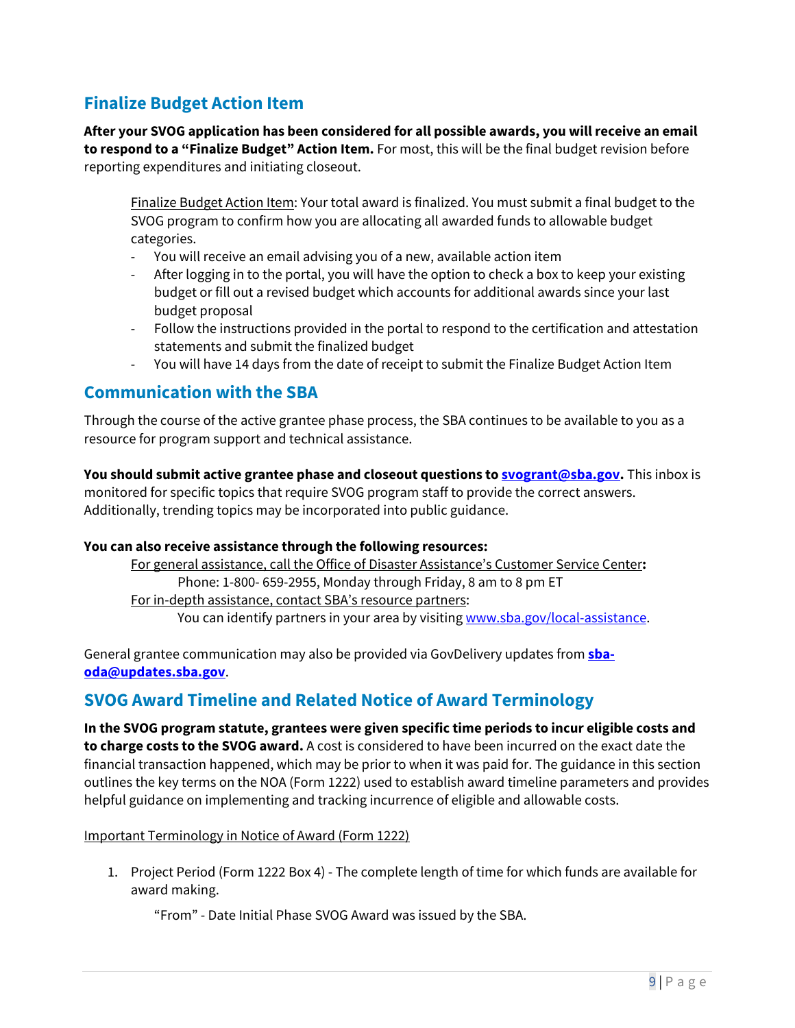## Finalize Budget Action Item

**After your SVOG application has been considered for all possible awards, you will receive an email to respond to a "Finalize Budget" Action Item.** For most, this will be the final budget revision before reporting expenditures and initiating closeout.

> Finalize Budget Action Item: Your total award is finalized. You must submit a final budget to the SVOG program to confirm how you are allocating all awarded funds to allowable budget categories.
>
> - You will receive an email advising you of a new, available action item
> - After logging in to the portal, you will have the option to check a box to keep your existing budget or fill out a revised budget which accounts for additional awards since your last budget proposal
> - Follow the instructions provided in the portal to respond to the certification and attestation statements and submit the finalized budget
> - You will have 14 days from the date of receipt to submit the Finalize Budget Action Item

## Communication with the SBA

Through the course of the active grantee phase process, the SBA continues to be available to you as a resource for program support and technical assistance.

**You should submit active grantee phase and closeout questions to [svogrant@sba.gov](mailto:svogrant@sba.gov).** This inbox is monitored for specific topics that require SVOG program staff to provide the correct answers. Additionally, trending topics may be incorporated into public guidance.

**You can also receive assistance through the following resources:**

For general assistance, call the Office of Disaster Assistance's Customer Service Center**:**
Phone: 1-800- 659-2955, Monday through Friday, 8 am to 8 pm ET

For in-depth assistance, contact SBA's resource partners:
You can identify partners in your area by visiting [www.sba.gov/local-assistance](http://www.sba.gov/local-assistance).

General grantee communication may also be provided via GovDelivery updates from **[sba-oda@updates.sba.gov](mailto:sba-oda@updates.sba.gov)**.

## SVOG Award Timeline and Related Notice of Award Terminology

**In the SVOG program statute, grantees were given specific time periods to incur eligible costs and to charge costs to the SVOG award.** A cost is considered to have been incurred on the exact date the financial transaction happened, which may be prior to when it was paid for. The guidance in this section outlines the key terms on the NOA (Form 1222) used to establish award timeline parameters and provides helpful guidance on implementing and tracking incurrence of eligible and allowable costs.

Important Terminology in Notice of Award (Form 1222)

1. Project Period (Form 1222 Box 4) - The complete length of time for which funds are available for award making.

   "From" - Date Initial Phase SVOG Award was issued by the SBA.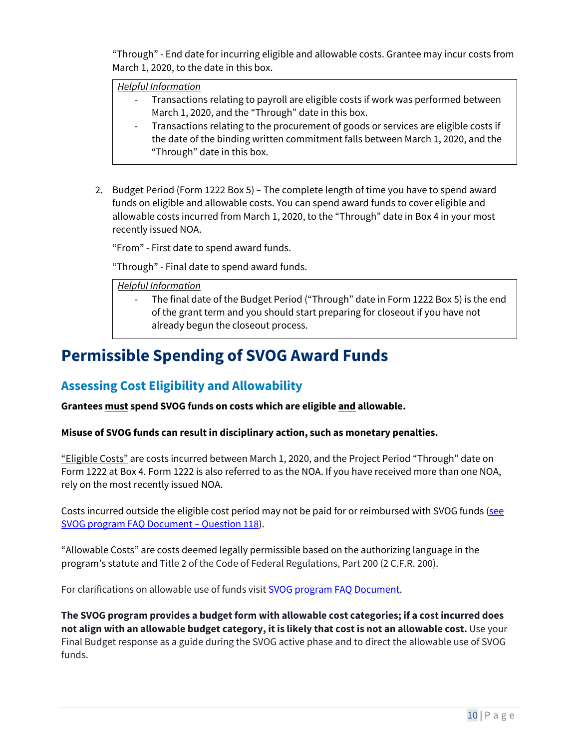"Through" - End date for incurring eligible and allowable costs. Grantee may incur costs from March 1, 2020, to the date in this box.

> *Helpful Information*
> - Transactions relating to payroll are eligible costs if work was performed between March 1, 2020, and the "Through" date in this box.
> - Transactions relating to the procurement of goods or services are eligible costs if the date of the binding written commitment falls between March 1, 2020, and the "Through" date in this box.

2. Budget Period (Form 1222 Box 5) – The complete length of time you have to spend award funds on eligible and allowable costs. You can spend award funds to cover eligible and allowable costs incurred from March 1, 2020, to the "Through" date in Box 4 in your most recently issued NOA.

   "From" - First date to spend award funds.

   "Through" - Final date to spend award funds.

> *Helpful Information*
> - The final date of the Budget Period ("Through" date in Form 1222 Box 5) is the end of the grant term and you should start preparing for closeout if you have not already begun the closeout process.

# Permissible Spending of SVOG Award Funds

## Assessing Cost Eligibility and Allowability

**Grantees must spend SVOG funds on costs which are eligible and allowable.**

**Misuse of SVOG funds can result in disciplinary action, such as monetary penalties.**

"Eligible Costs" are costs incurred between March 1, 2020, and the Project Period "Through" date on Form 1222 at Box 4. Form 1222 is also referred to as the NOA. If you have received more than one NOA, rely on the most recently issued NOA.

Costs incurred outside the eligible cost period may not be paid for or reimbursed with SVOG funds (see SVOG program FAQ Document – Question 118).

"Allowable Costs" are costs deemed legally permissible based on the authorizing language in the program's statute and Title 2 of the Code of Federal Regulations, Part 200 (2 C.F.R. 200).

For clarifications on allowable use of funds visit SVOG program FAQ Document.

**The SVOG program provides a budget form with allowable cost categories; if a cost incurred does not align with an allowable budget category, it is likely that cost is not an allowable cost.** Use your Final Budget response as a guide during the SVOG active phase and to direct the allowable use of SVOG funds.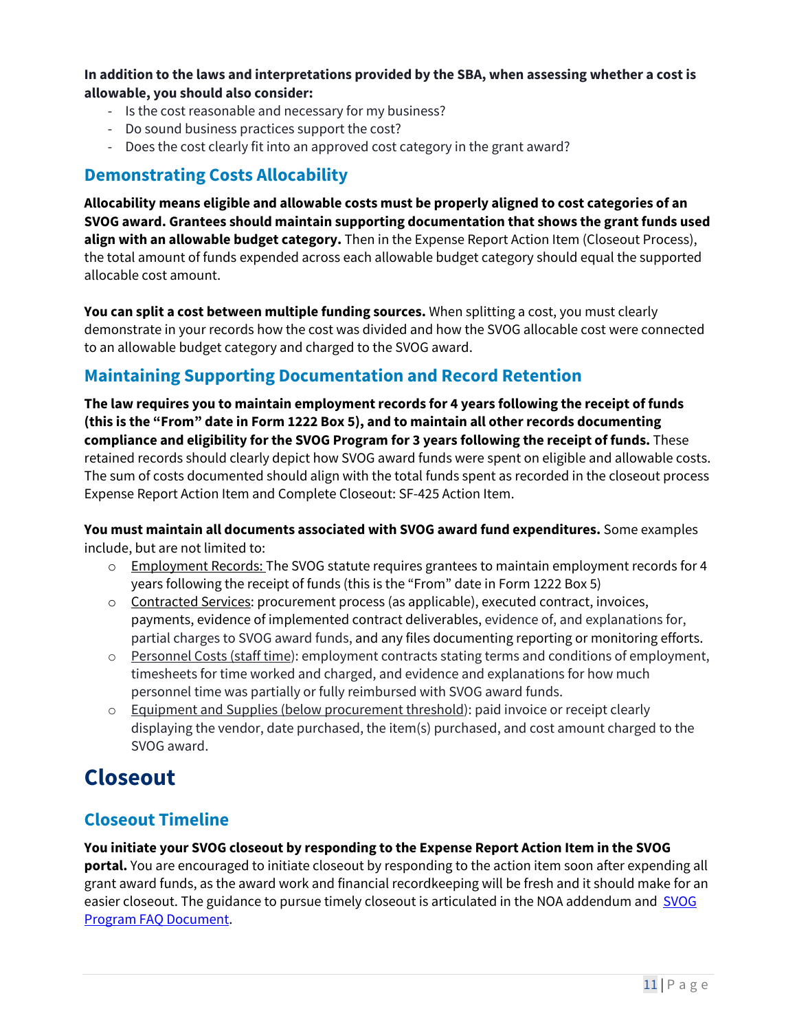**In addition to the laws and interpretations provided by the SBA, when assessing whether a cost is allowable, you should also consider:**

- Is the cost reasonable and necessary for my business?
- Do sound business practices support the cost?
- Does the cost clearly fit into an approved cost category in the grant award?

## Demonstrating Costs Allocability

**Allocability means eligible and allowable costs must be properly aligned to cost categories of an SVOG award. Grantees should maintain supporting documentation that shows the grant funds used align with an allowable budget category.** Then in the Expense Report Action Item (Closeout Process), the total amount of funds expended across each allowable budget category should equal the supported allocable cost amount.

**You can split a cost between multiple funding sources.** When splitting a cost, you must clearly demonstrate in your records how the cost was divided and how the SVOG allocable cost were connected to an allowable budget category and charged to the SVOG award.

## Maintaining Supporting Documentation and Record Retention

**The law requires you to maintain employment records for 4 years following the receipt of funds (this is the "From" date in Form 1222 Box 5), and to maintain all other records documenting compliance and eligibility for the SVOG Program for 3 years following the receipt of funds.** These retained records should clearly depict how SVOG award funds were spent on eligible and allowable costs. The sum of costs documented should align with the total funds spent as recorded in the closeout process Expense Report Action Item and Complete Closeout: SF-425 Action Item.

**You must maintain all documents associated with SVOG award fund expenditures.** Some examples include, but are not limited to:

- Employment Records: The SVOG statute requires grantees to maintain employment records for 4 years following the receipt of funds (this is the "From" date in Form 1222 Box 5)
- Contracted Services: procurement process (as applicable), executed contract, invoices, payments, evidence of implemented contract deliverables, evidence of, and explanations for, partial charges to SVOG award funds, and any files documenting reporting or monitoring efforts.
- Personnel Costs (staff time): employment contracts stating terms and conditions of employment, timesheets for time worked and charged, and evidence and explanations for how much personnel time was partially or fully reimbursed with SVOG award funds.
- Equipment and Supplies (below procurement threshold): paid invoice or receipt clearly displaying the vendor, date purchased, the item(s) purchased, and cost amount charged to the SVOG award.

# Closeout

## Closeout Timeline

**You initiate your SVOG closeout by responding to the Expense Report Action Item in the SVOG portal.** You are encouraged to initiate closeout by responding to the action item soon after expending all grant award funds, as the award work and financial recordkeeping will be fresh and it should make for an easier closeout. The guidance to pursue timely closeout is articulated in the NOA addendum and SVOG Program FAQ Document.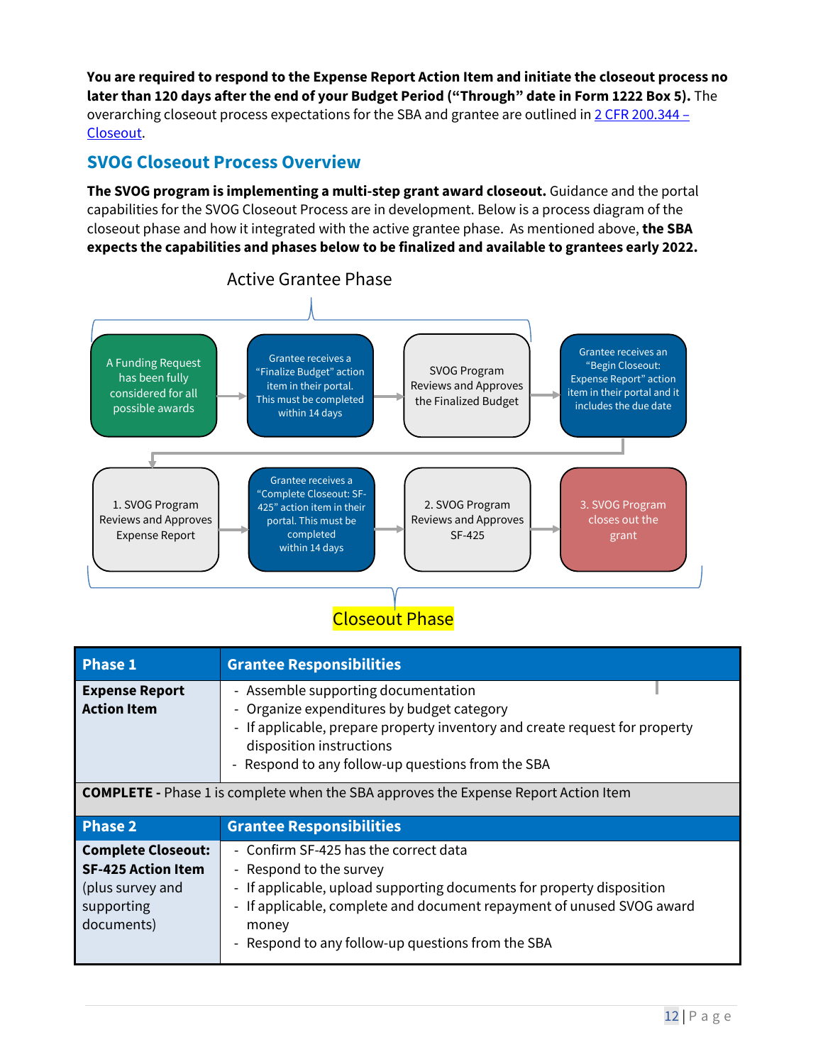**You are required to respond to the Expense Report Action Item and initiate the closeout process no later than 120 days after the end of your Budget Period ("Through" date in Form 1222 Box 5).** The overarching closeout process expectations for the SBA and grantee are outlined in 2 CFR 200.344 – Closeout.

## SVOG Closeout Process Overview

**The SVOG program is implementing a multi-step grant award closeout.** Guidance and the portal capabilities for the SVOG Closeout Process are in development. Below is a process diagram of the closeout phase and how it integrated with the active grantee phase. As mentioned above, **the SBA expects the capabilities and phases below to be finalized and available to grantees early 2022.**

Active Grantee Phase

A Funding Request has been fully considered for all possible awards → Grantee receives a "Finalize Budget" action item in their portal. This must be completed within 14 days → SVOG Program Reviews and Approves the Finalized Budget → Grantee receives an "Begin Closeout: Expense Report" action item in their portal and it includes the due date

→ 1. SVOG Program Reviews and Approves Expense Report → Grantee receives a "Complete Closeout: SF-425" action item in their portal. This must be completed within 14 days → 2. SVOG Program Reviews and Approves SF-425 → 3. SVOG Program closes out the grant

Closeout Phase

| Phase 1 | Grantee Responsibilities |
|---|---|
| **Expense Report Action Item** | - Assemble supporting documentation<br>- Organize expenditures by budget category<br>- If applicable, prepare property inventory and create request for property disposition instructions<br>- Respond to any follow-up questions from the SBA |
| **COMPLETE -** Phase 1 is complete when the SBA approves the Expense Report Action Item | |
| **Phase 2** | **Grantee Responsibilities** |
| **Complete Closeout: SF-425 Action Item** (plus survey and supporting documents) | - Confirm SF-425 has the correct data<br>- Respond to the survey<br>- If applicable, upload supporting documents for property disposition<br>- If applicable, complete and document repayment of unused SVOG award money<br>- Respond to any follow-up questions from the SBA |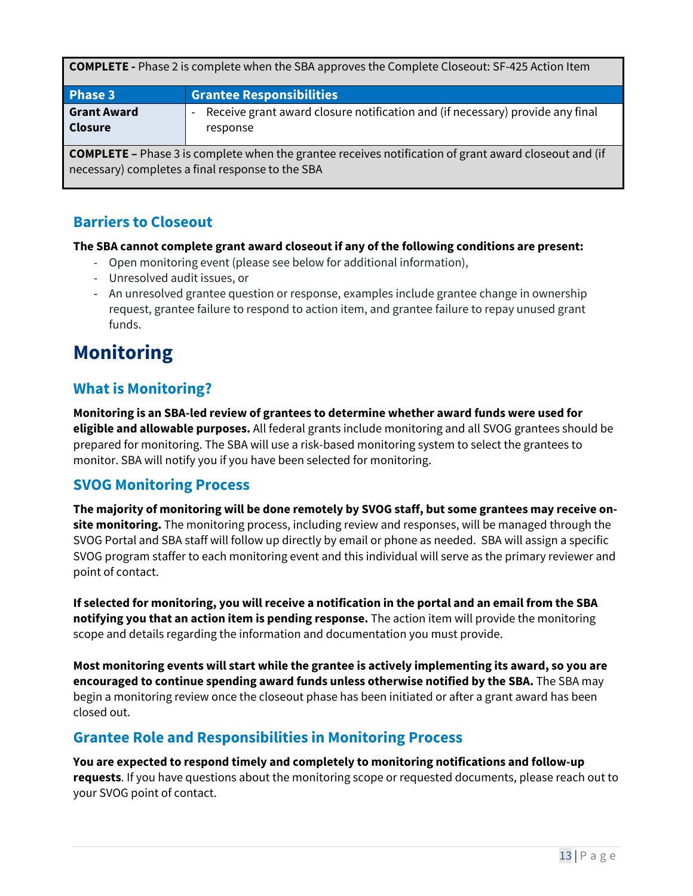| **COMPLETE -** Phase 2 is complete when the SBA approves the Complete Closeout: SF-425 Action Item | |
|---|---|
| **Phase 3** | **Grantee Responsibilities** |
| **Grant Award Closure** | - Receive grant award closure notification and (if necessary) provide any final response |
| **COMPLETE –** Phase 3 is complete when the grantee receives notification of grant award closeout and (if necessary) completes a final response to the SBA | |

### Barriers to Closeout

**The SBA cannot complete grant award closeout if any of the following conditions are present:**

- Open monitoring event (please see below for additional information),
- Unresolved audit issues, or
- An unresolved grantee question or response, examples include grantee change in ownership request, grantee failure to respond to action item, and grantee failure to repay unused grant funds.

## Monitoring

### What is Monitoring?

**Monitoring is an SBA-led review of grantees to determine whether award funds were used for eligible and allowable purposes.** All federal grants include monitoring and all SVOG grantees should be prepared for monitoring. The SBA will use a risk-based monitoring system to select the grantees to monitor. SBA will notify you if you have been selected for monitoring.

### SVOG Monitoring Process

**The majority of monitoring will be done remotely by SVOG staff, but some grantees may receive on-site monitoring.** The monitoring process, including review and responses, will be managed through the SVOG Portal and SBA staff will follow up directly by email or phone as needed. SBA will assign a specific SVOG program staffer to each monitoring event and this individual will serve as the primary reviewer and point of contact.

**If selected for monitoring, you will receive a notification in the portal and an email from the SBA notifying you that an action item is pending response.** The action item will provide the monitoring scope and details regarding the information and documentation you must provide.

**Most monitoring events will start while the grantee is actively implementing its award, so you are encouraged to continue spending award funds unless otherwise notified by the SBA.** The SBA may begin a monitoring review once the closeout phase has been initiated or after a grant award has been closed out.

### Grantee Role and Responsibilities in Monitoring Process

**You are expected to respond timely and completely to monitoring notifications and follow-up requests**. If you have questions about the monitoring scope or requested documents, please reach out to your SVOG point of contact.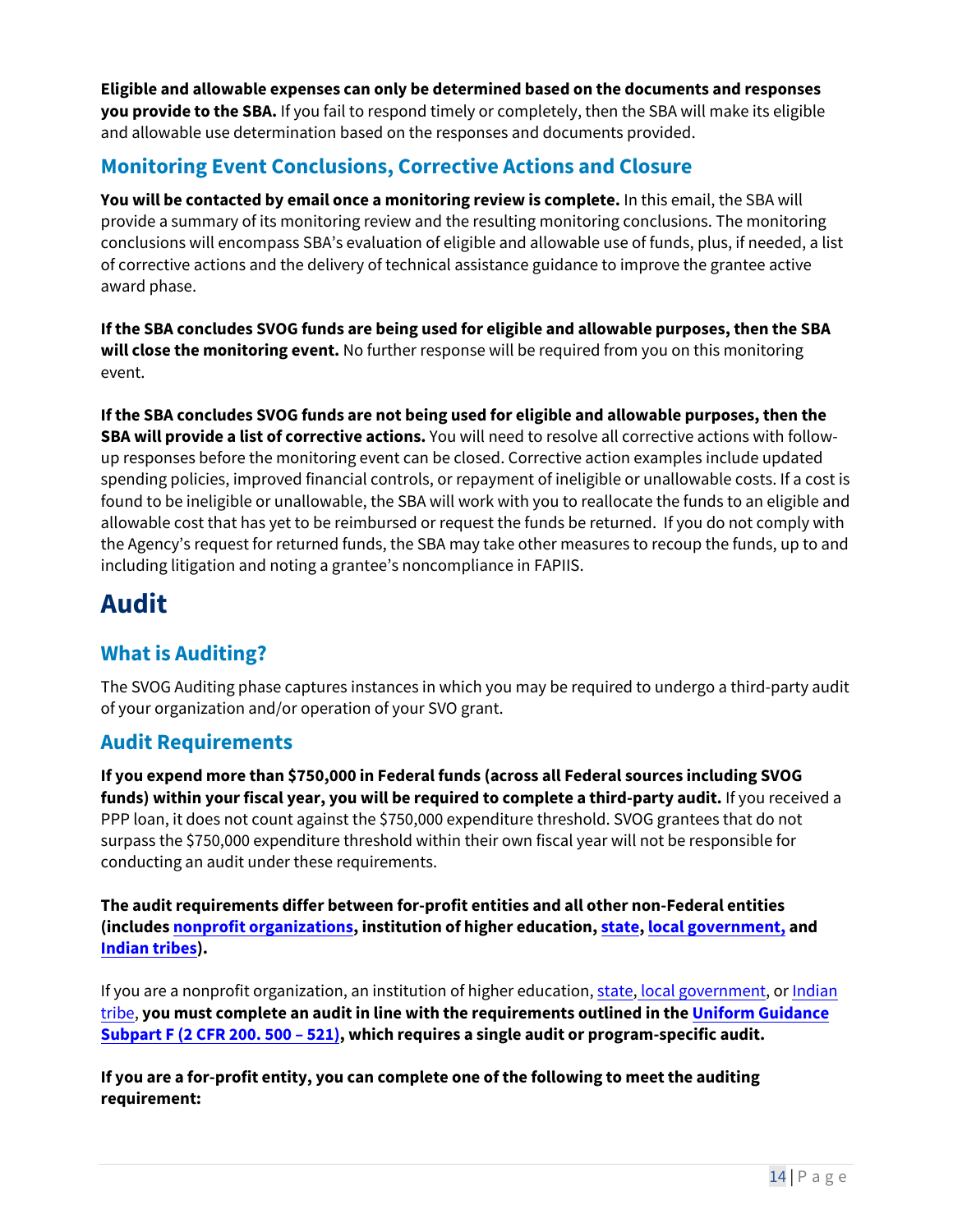**Eligible and allowable expenses can only be determined based on the documents and responses you provide to the SBA.** If you fail to respond timely or completely, then the SBA will make its eligible and allowable use determination based on the responses and documents provided.

## Monitoring Event Conclusions, Corrective Actions and Closure

**You will be contacted by email once a monitoring review is complete.** In this email, the SBA will provide a summary of its monitoring review and the resulting monitoring conclusions. The monitoring conclusions will encompass SBA's evaluation of eligible and allowable use of funds, plus, if needed, a list of corrective actions and the delivery of technical assistance guidance to improve the grantee active award phase.

**If the SBA concludes SVOG funds are being used for eligible and allowable purposes, then the SBA will close the monitoring event.** No further response will be required from you on this monitoring event.

**If the SBA concludes SVOG funds are not being used for eligible and allowable purposes, then the SBA will provide a list of corrective actions.** You will need to resolve all corrective actions with follow-up responses before the monitoring event can be closed. Corrective action examples include updated spending policies, improved financial controls, or repayment of ineligible or unallowable costs. If a cost is found to be ineligible or unallowable, the SBA will work with you to reallocate the funds to an eligible and allowable cost that has yet to be reimbursed or request the funds be returned. If you do not comply with the Agency's request for returned funds, the SBA may take other measures to recoup the funds, up to and including litigation and noting a grantee's noncompliance in FAPIIS.

# Audit

## What is Auditing?

The SVOG Auditing phase captures instances in which you may be required to undergo a third-party audit of your organization and/or operation of your SVO grant.

## Audit Requirements

**If you expend more than $750,000 in Federal funds (across all Federal sources including SVOG funds) within your fiscal year, you will be required to complete a third-party audit.** If you received a PPP loan, it does not count against the $750,000 expenditure threshold. SVOG grantees that do not surpass the $750,000 expenditure threshold within their own fiscal year will not be responsible for conducting an audit under these requirements.

**The audit requirements differ between for-profit entities and all other non-Federal entities (includes nonprofit organizations, institution of higher education, state, local government, and Indian tribes).**

If you are a nonprofit organization, an institution of higher education, state, local government, or Indian tribe, **you must complete an audit in line with the requirements outlined in the Uniform Guidance Subpart F (2 CFR 200. 500 – 521), which requires a single audit or program-specific audit.**

**If you are a for-profit entity, you can complete one of the following to meet the auditing requirement:**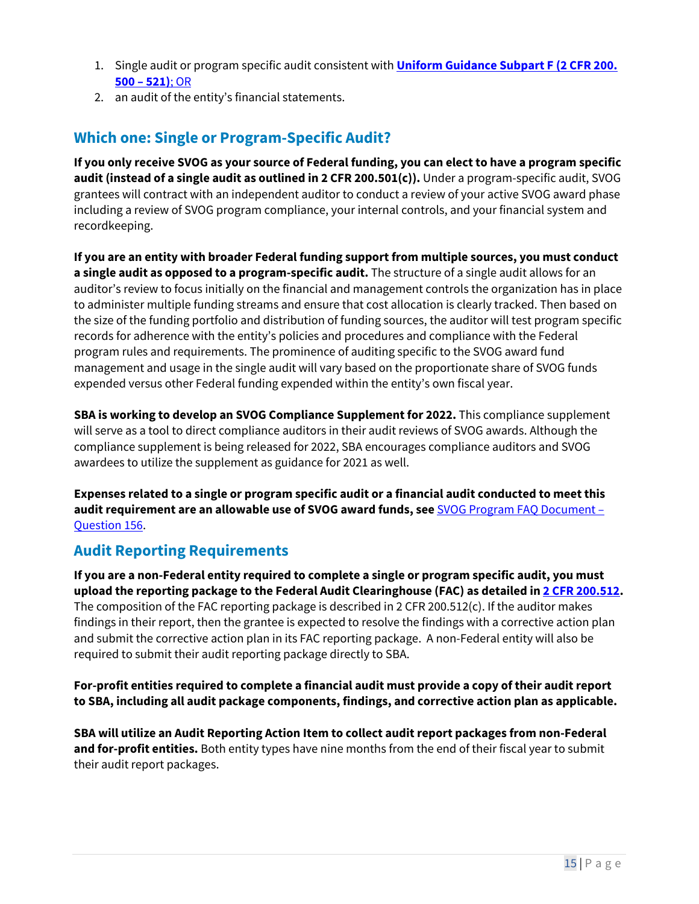1. Single audit or program specific audit consistent with **Uniform Guidance Subpart F (2 CFR 200. 500 – 521)**; OR
2. an audit of the entity's financial statements.

## Which one: Single or Program-Specific Audit?

**If you only receive SVOG as your source of Federal funding, you can elect to have a program specific audit (instead of a single audit as outlined in 2 CFR 200.501(c)).** Under a program-specific audit, SVOG grantees will contract with an independent auditor to conduct a review of your active SVOG award phase including a review of SVOG program compliance, your internal controls, and your financial system and recordkeeping.

**If you are an entity with broader Federal funding support from multiple sources, you must conduct a single audit as opposed to a program-specific audit.** The structure of a single audit allows for an auditor's review to focus initially on the financial and management controls the organization has in place to administer multiple funding streams and ensure that cost allocation is clearly tracked. Then based on the size of the funding portfolio and distribution of funding sources, the auditor will test program specific records for adherence with the entity's policies and procedures and compliance with the Federal program rules and requirements. The prominence of auditing specific to the SVOG award fund management and usage in the single audit will vary based on the proportionate share of SVOG funds expended versus other Federal funding expended within the entity's own fiscal year.

**SBA is working to develop an SVOG Compliance Supplement for 2022.** This compliance supplement will serve as a tool to direct compliance auditors in their audit reviews of SVOG awards. Although the compliance supplement is being released for 2022, SBA encourages compliance auditors and SVOG awardees to utilize the supplement as guidance for 2021 as well.

**Expenses related to a single or program specific audit or a financial audit conducted to meet this audit requirement are an allowable use of SVOG award funds, see** SVOG Program FAQ Document – Question 156.

## Audit Reporting Requirements

**If you are a non-Federal entity required to complete a single or program specific audit, you must upload the reporting package to the Federal Audit Clearinghouse (FAC) as detailed in 2 CFR 200.512.** The composition of the FAC reporting package is described in 2 CFR 200.512(c). If the auditor makes findings in their report, then the grantee is expected to resolve the findings with a corrective action plan and submit the corrective action plan in its FAC reporting package. A non-Federal entity will also be required to submit their audit reporting package directly to SBA.

**For-profit entities required to complete a financial audit must provide a copy of their audit report to SBA, including all audit package components, findings, and corrective action plan as applicable.**

**SBA will utilize an Audit Reporting Action Item to collect audit report packages from non-Federal and for-profit entities.** Both entity types have nine months from the end of their fiscal year to submit their audit report packages.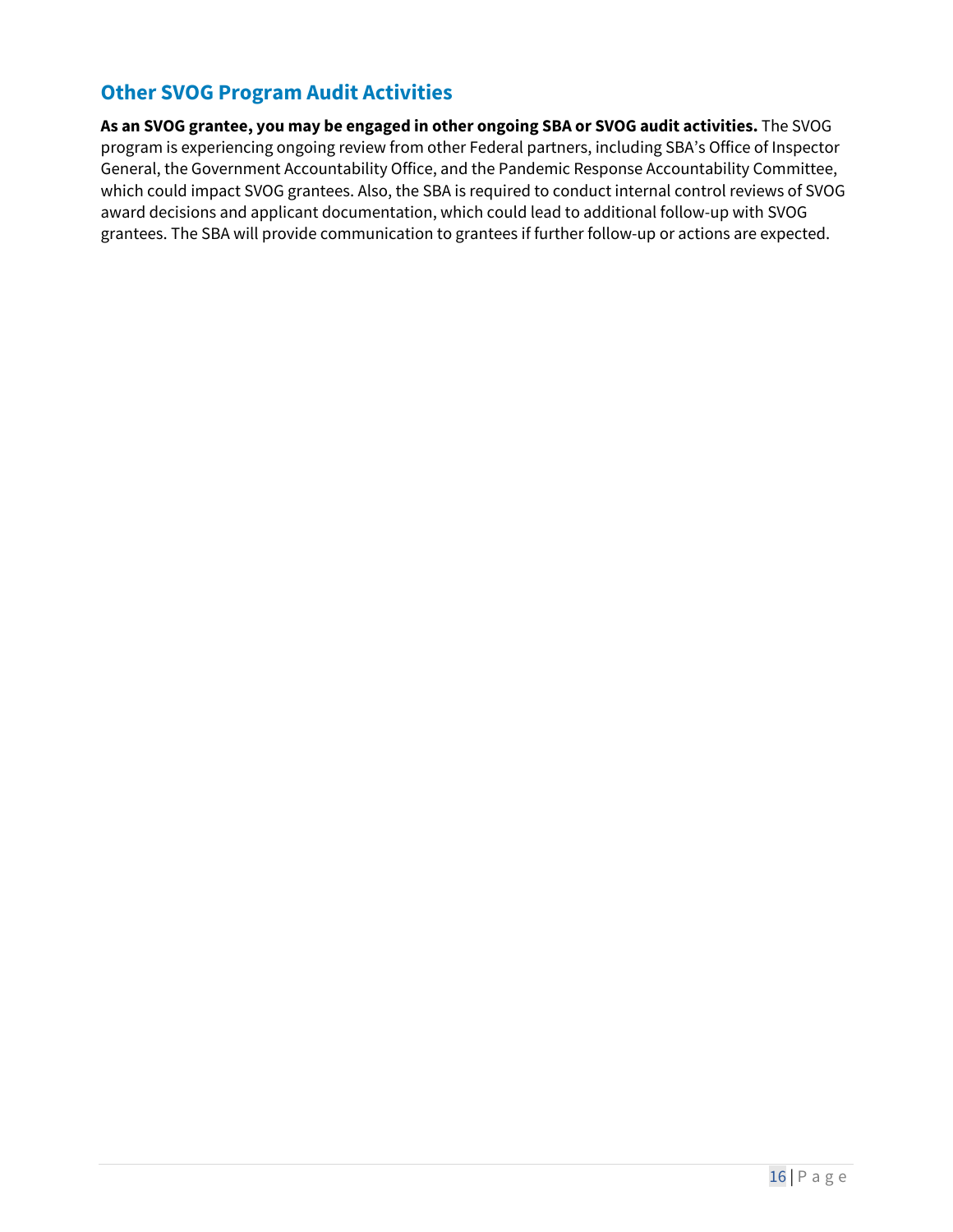## Other SVOG Program Audit Activities

**As an SVOG grantee, you may be engaged in other ongoing SBA or SVOG audit activities.** The SVOG program is experiencing ongoing review from other Federal partners, including SBA's Office of Inspector General, the Government Accountability Office, and the Pandemic Response Accountability Committee, which could impact SVOG grantees. Also, the SBA is required to conduct internal control reviews of SVOG award decisions and applicant documentation, which could lead to additional follow-up with SVOG grantees. The SBA will provide communication to grantees if further follow-up or actions are expected.